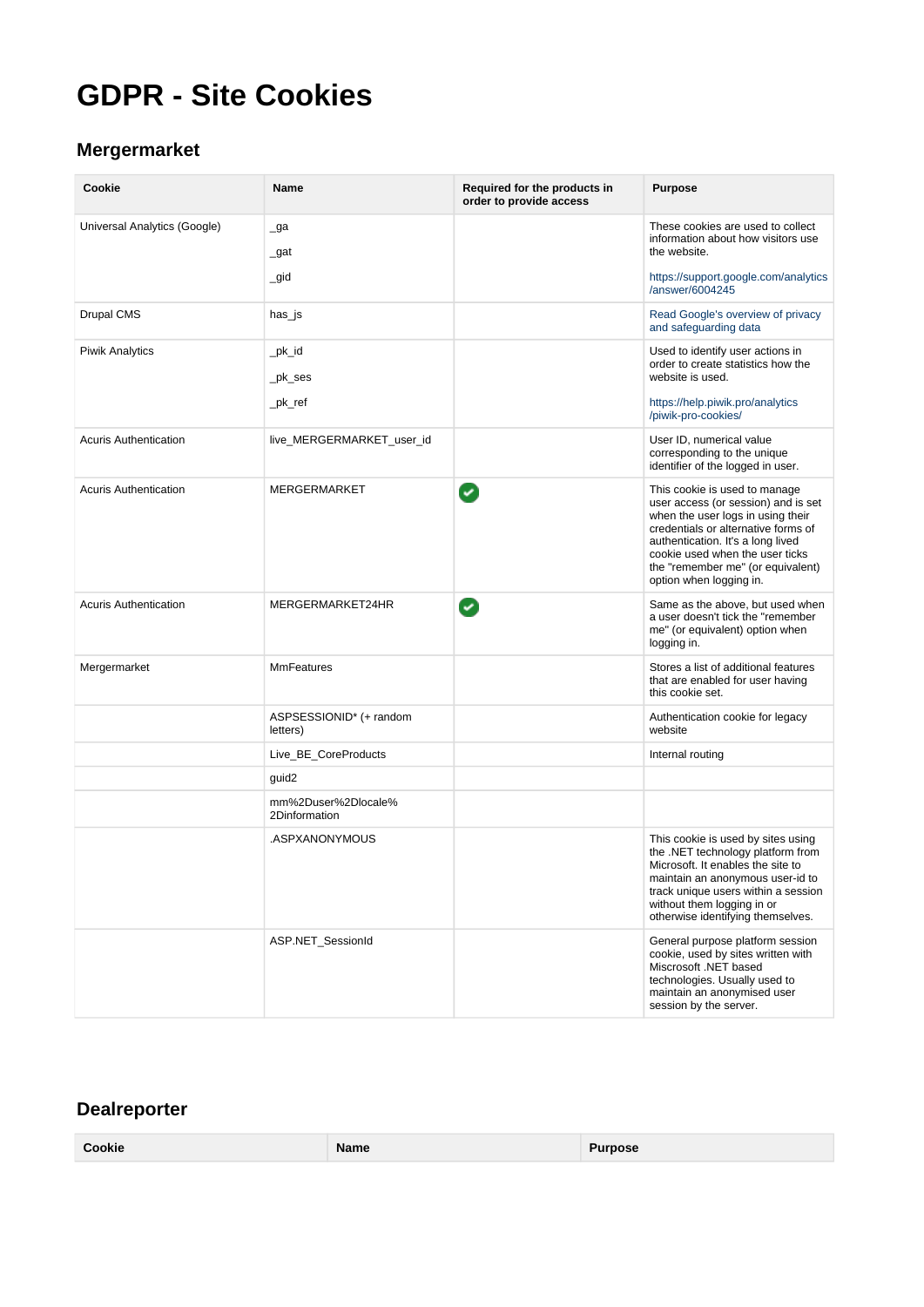# GDPR - Site Cookies

## Mergermarket

| Cookie | Name | Required for the products in order to provide access | Purpose |
|---|---|---|---|
| Universal Analytics (Google) | _ga<br>_gat<br>_gid | | These cookies are used to collect information about how visitors use the website.<br>https://support.google.com/analytics/answer/6004245 |
| Drupal CMS | has_js | | Read Google's overview of privacy and safeguarding data |
| Piwik Analytics | _pk_id<br>_pk_ses<br>_pk_ref | | Used to identify user actions in order to create statistics how the website is used.<br>https://help.piwik.pro/analytics/piwik-pro-cookies/ |
| Acuris Authentication | live_MERGERMARKET_user_id | | User ID, numerical value corresponding to the unique identifier of the logged in user. |
| Acuris Authentication | MERGERMARKET | ✔ | This cookie is used to manage user access (or session) and is set when the user logs in using their credentials or alternative forms of authentication. It's a long lived cookie used when the user ticks the "remember me" (or equivalent) option when logging in. |
| Acuris Authentication | MERGERMARKET24HR | ✔ | Same as the above, but used when a user doesn't tick the "remember me" (or equivalent) option when logging in. |
| Mergermarket | MmFeatures | | Stores a list of additional features that are enabled for user having this cookie set. |
| | ASPSESSIONID* (+ random letters) | | Authentication cookie for legacy website |
| | Live_BE_CoreProducts | | Internal routing |
| | guid2 | | |
| | mm%2Duser%2Dlocale%2Dinformation | | |
| | .ASPXANONYMOUS | | This cookie is used by sites using the .NET technology platform from Microsoft. It enables the site to maintain an anonymous user-id to track unique users within a session without them logging in or otherwise identifying themselves. |
| | ASP.NET_SessionId | | General purpose platform session cookie, used by sites written with Miscrosoft .NET based technologies. Usually used to maintain an anonymised user session by the server. |

## Dealreporter

| Cookie | Name | Purpose |
|---|---|---|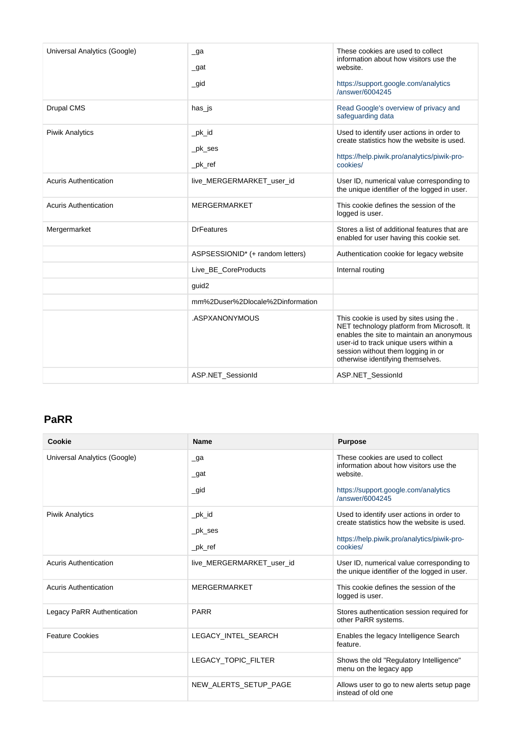| | | |
|---|---|---|
| Universal Analytics (Google) | _ga<br>_gat<br>_gid | These cookies are used to collect information about how visitors use the website.<br>https://support.google.com/analytics/answer/6004245 |
| Drupal CMS | has_js | Read Google's overview of privacy and safeguarding data |
| Piwik Analytics | _pk_id<br>_pk_ses<br>_pk_ref | Used to identify user actions in order to create statistics how the website is used.<br>https://help.piwik.pro/analytics/piwik-pro-cookies/ |
| Acuris Authentication | live_MERGERMARKET_user_id | User ID, numerical value corresponding to the unique identifier of the logged in user. |
| Acuris Authentication | MERGERMARKET | This cookie defines the session of the logged is user. |
| Mergermarket | DrFeatures | Stores a list of additional features that are enabled for user having this cookie set. |
| | ASPSESSIONID* (+ random letters) | Authentication cookie for legacy website |
| | Live_BE_CoreProducts | Internal routing |
| | guid2 | |
| | mm%2Duser%2Dlocale%2Dinformation | |
| | .ASPXANONYMOUS | This cookie is used by sites using the . NET technology platform from Microsoft. It enables the site to maintain an anonymous user-id to track unique users within a session without them logging in or otherwise identifying themselves. |
| | ASP.NET_SessionId | ASP.NET_SessionId |

## PaRR

| Cookie | Name | Purpose |
|---|---|---|
| Universal Analytics (Google) | _ga<br>_gat<br>_gid | These cookies are used to collect information about how visitors use the website.<br>https://support.google.com/analytics/answer/6004245 |
| Piwik Analytics | _pk_id<br>_pk_ses<br>_pk_ref | Used to identify user actions in order to create statistics how the website is used.<br>https://help.piwik.pro/analytics/piwik-pro-cookies/ |
| Acuris Authentication | live_MERGERMARKET_user_id | User ID, numerical value corresponding to the unique identifier of the logged in user. |
| Acuris Authentication | MERGERMARKET | This cookie defines the session of the logged is user. |
| Legacy PaRR Authentication | PARR | Stores authentication session required for other PaRR systems. |
| Feature Cookies | LEGACY_INTEL_SEARCH | Enables the legacy Intelligence Search feature. |
| | LEGACY_TOPIC_FILTER | Shows the old "Regulatory Intelligence" menu on the legacy app |
| | NEW_ALERTS_SETUP_PAGE | Allows user to go to new alerts setup page instead of old one |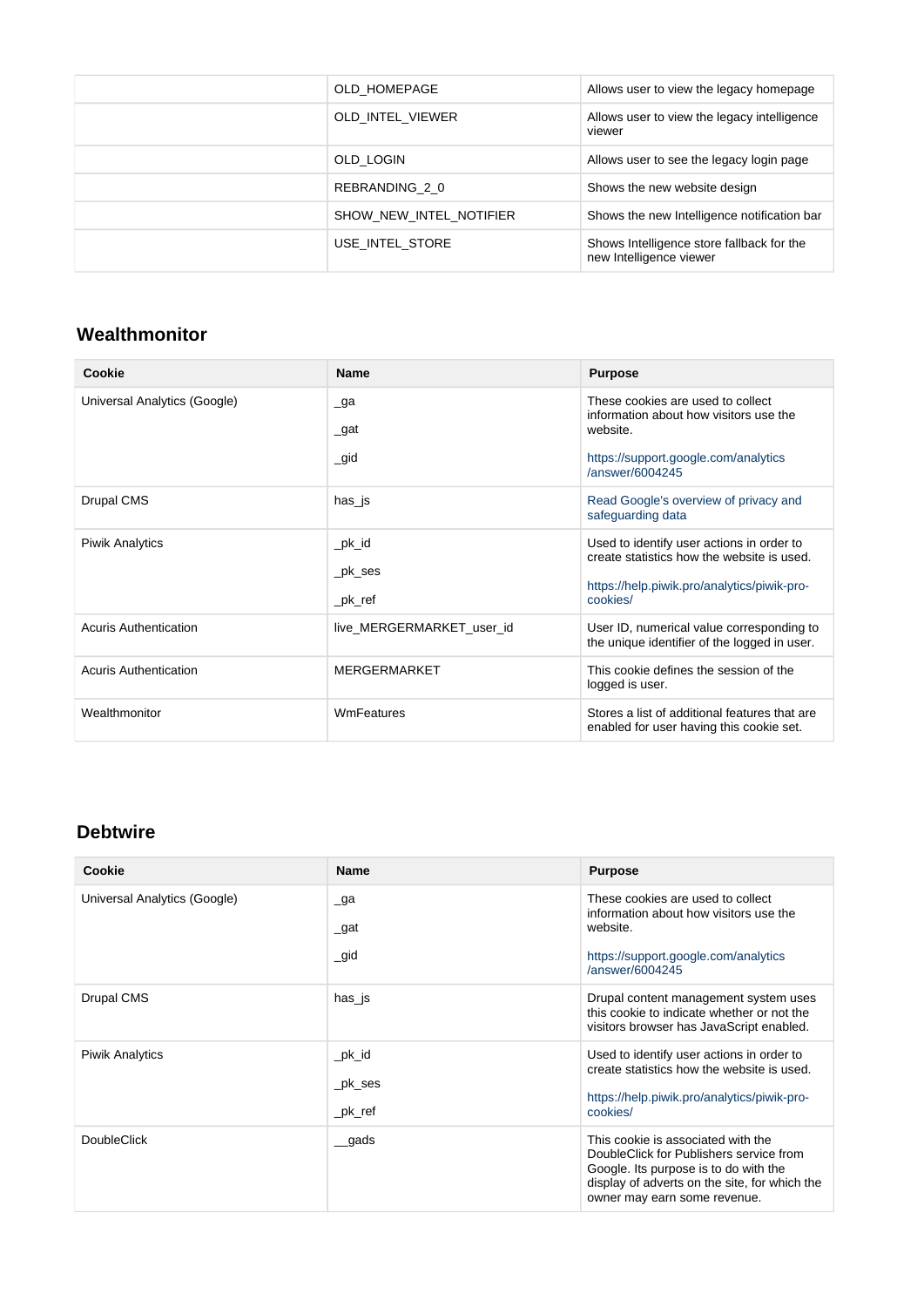| | | |
|---|---|---|
| | OLD_HOMEPAGE | Allows user to view the legacy homepage |
| | OLD_INTEL_VIEWER | Allows user to view the legacy intelligence viewer |
| | OLD_LOGIN | Allows user to see the legacy login page |
| | REBRANDING_2_0 | Shows the new website design |
| | SHOW_NEW_INTEL_NOTIFIER | Shows the new Intelligence notification bar |
| | USE_INTEL_STORE | Shows Intelligence store fallback for the new Intelligence viewer |

## Wealthmonitor

| Cookie | Name | Purpose |
|---|---|---|
| Universal Analytics (Google) | _ga<br>_gat<br>_gid | These cookies are used to collect information about how visitors use the website.<br>https://support.google.com/analytics/answer/6004245 |
| Drupal CMS | has_js | Read Google's overview of privacy and safeguarding data |
| Piwik Analytics | _pk_id<br>_pk_ses<br>_pk_ref | Used to identify user actions in order to create statistics how the website is used.<br>https://help.piwik.pro/analytics/piwik-pro-cookies/ |
| Acuris Authentication | live_MERGERMARKET_user_id | User ID, numerical value corresponding to the unique identifier of the logged in user. |
| Acuris Authentication | MERGERMARKET | This cookie defines the session of the logged is user. |
| Wealthmonitor | WmFeatures | Stores a list of additional features that are enabled for user having this cookie set. |

## Debtwire

| Cookie | Name | Purpose |
|---|---|---|
| Universal Analytics (Google) | _ga<br>_gat<br>_gid | These cookies are used to collect information about how visitors use the website.<br>https://support.google.com/analytics/answer/6004245 |
| Drupal CMS | has_js | Drupal content management system uses this cookie to indicate whether or not the visitors browser has JavaScript enabled. |
| Piwik Analytics | _pk_id<br>_pk_ses<br>_pk_ref | Used to identify user actions in order to create statistics how the website is used.<br>https://help.piwik.pro/analytics/piwik-pro-cookies/ |
| DoubleClick | __gads | This cookie is associated with the DoubleClick for Publishers service from Google. Its purpose is to do with the display of adverts on the site, for which the owner may earn some revenue. |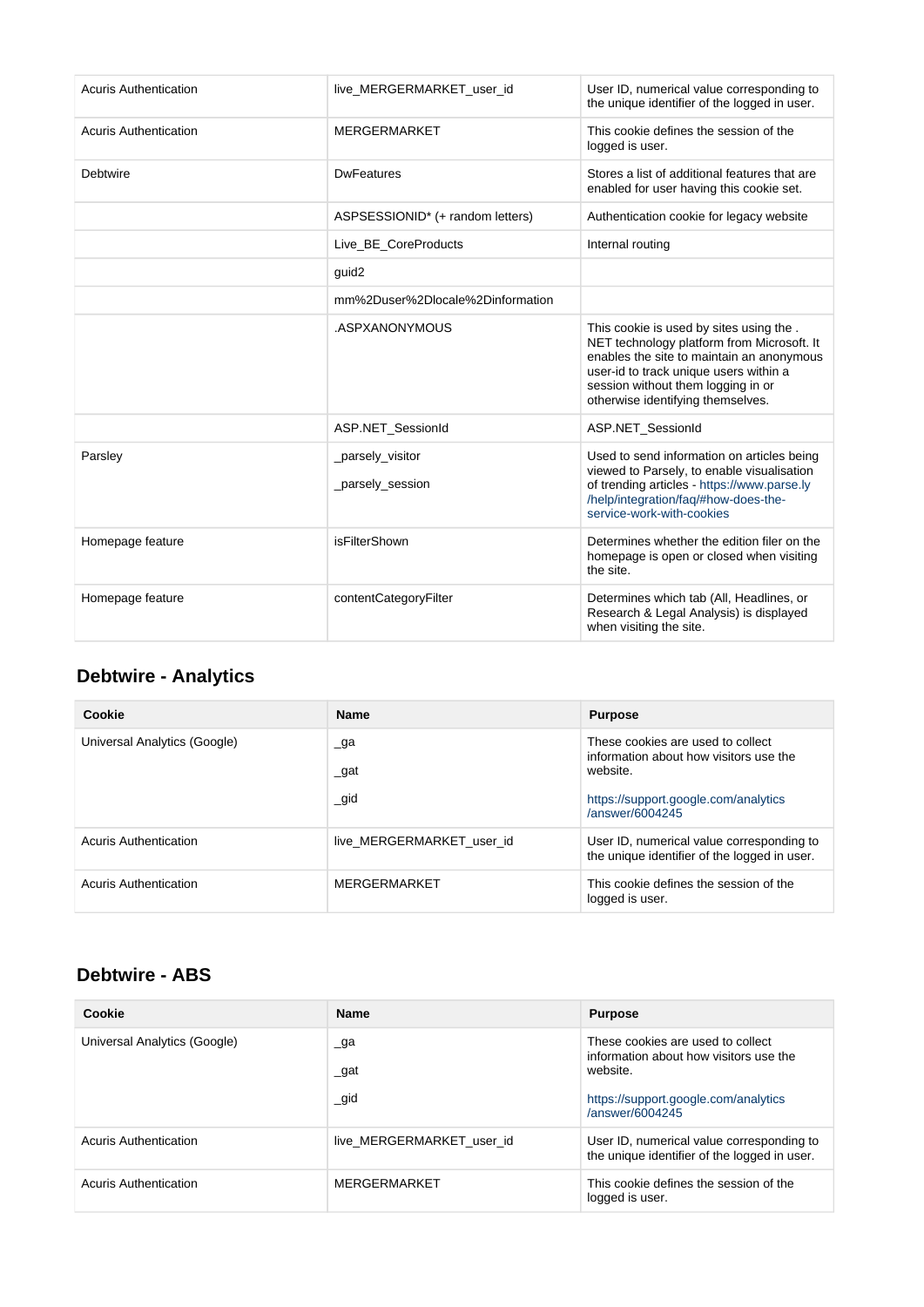| | | |
|---|---|---|
| Acuris Authentication | live_MERGERMARKET_user_id | User ID, numerical value corresponding to the unique identifier of the logged in user. |
| Acuris Authentication | MERGERMARKET | This cookie defines the session of the logged is user. |
| Debtwire | DwFeatures | Stores a list of additional features that are enabled for user having this cookie set. |
| | ASPSESSIONID* (+ random letters) | Authentication cookie for legacy website |
| | Live_BE_CoreProducts | Internal routing |
| | guid2 | |
| | mm%2Duser%2Dlocale%2Dinformation | |
| | .ASPXANONYMOUS | This cookie is used by sites using the . NET technology platform from Microsoft. It enables the site to maintain an anonymous user-id to track unique users within a session without them logging in or otherwise identifying themselves. |
| | ASP.NET_SessionId | ASP.NET_SessionId |
| Parsley | _parsely_visitor<br>_parsely_session | Used to send information on articles being viewed to Parsely, to enable visualisation of trending articles - https://www.parse.ly/help/integration/faq/#how-does-the-service-work-with-cookies |
| Homepage feature | isFilterShown | Determines whether the edition filer on the homepage is open or closed when visiting the site. |
| Homepage feature | contentCategoryFilter | Determines which tab (All, Headlines, or Research & Legal Analysis) is displayed when visiting the site. |

## Debtwire - Analytics

| Cookie | Name | Purpose |
|---|---|---|
| Universal Analytics (Google) | _ga<br>_gat<br>_gid | These cookies are used to collect information about how visitors use the website.<br>https://support.google.com/analytics/answer/6004245 |
| Acuris Authentication | live_MERGERMARKET_user_id | User ID, numerical value corresponding to the unique identifier of the logged in user. |
| Acuris Authentication | MERGERMARKET | This cookie defines the session of the logged is user. |

## Debtwire - ABS

| Cookie | Name | Purpose |
|---|---|---|
| Universal Analytics (Google) | _ga<br>_gat<br>_gid | These cookies are used to collect information about how visitors use the website.<br>https://support.google.com/analytics/answer/6004245 |
| Acuris Authentication | live_MERGERMARKET_user_id | User ID, numerical value corresponding to the unique identifier of the logged in user. |
| Acuris Authentication | MERGERMARKET | This cookie defines the session of the logged is user. |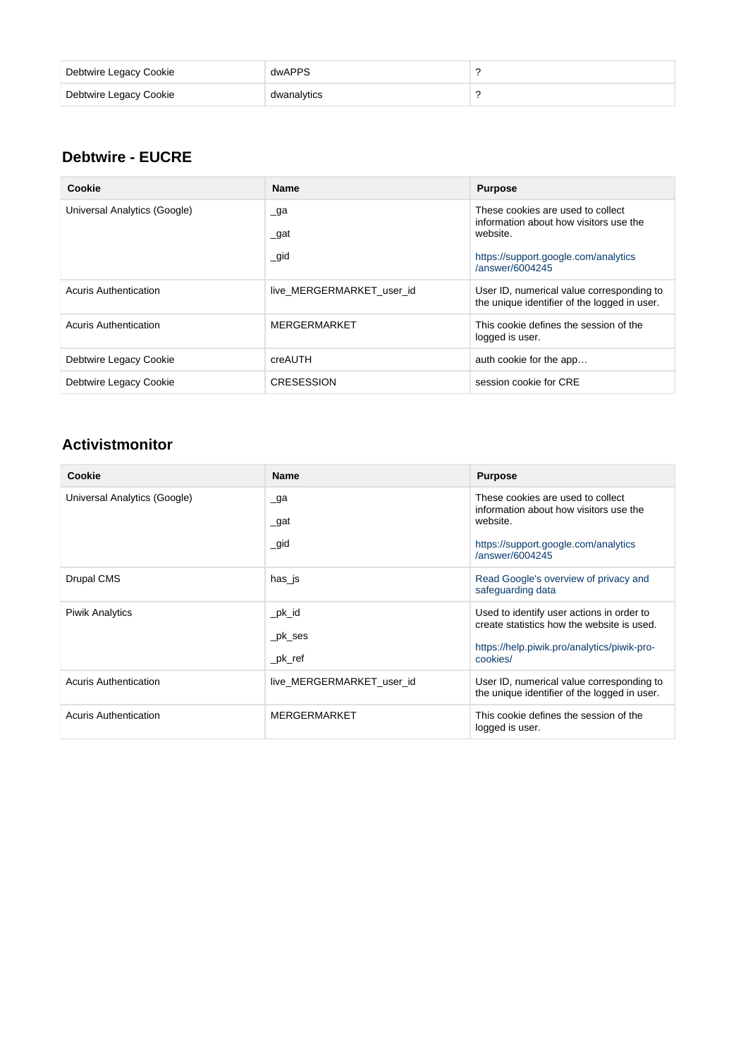| | | |
|---|---|---|
| Debtwire Legacy Cookie | dwAPPS | ? |
| Debtwire Legacy Cookie | dwanalytics | ? |

## Debtwire - EUCRE

| Cookie | Name | Purpose |
|---|---|---|
| Universal Analytics (Google) | _ga<br>_gat<br>_gid | These cookies are used to collect information about how visitors use the website.<br>https://support.google.com/analytics/answer/6004245 |
| Acuris Authentication | live_MERGERMARKET_user_id | User ID, numerical value corresponding to the unique identifier of the logged in user. |
| Acuris Authentication | MERGERMARKET | This cookie defines the session of the logged is user. |
| Debtwire Legacy Cookie | creAUTH | auth cookie for the app… |
| Debtwire Legacy Cookie | CRESESSION | session cookie for CRE |

## Activistmonitor

| Cookie | Name | Purpose |
|---|---|---|
| Universal Analytics (Google) | _ga<br>_gat<br>_gid | These cookies are used to collect information about how visitors use the website.<br>https://support.google.com/analytics/answer/6004245 |
| Drupal CMS | has_js | Read Google's overview of privacy and safeguarding data |
| Piwik Analytics | _pk_id<br>_pk_ses<br>_pk_ref | Used to identify user actions in order to create statistics how the website is used.<br>https://help.piwik.pro/analytics/piwik-pro-cookies/ |
| Acuris Authentication | live_MERGERMARKET_user_id | User ID, numerical value corresponding to the unique identifier of the logged in user. |
| Acuris Authentication | MERGERMARKET | This cookie defines the session of the logged is user. |